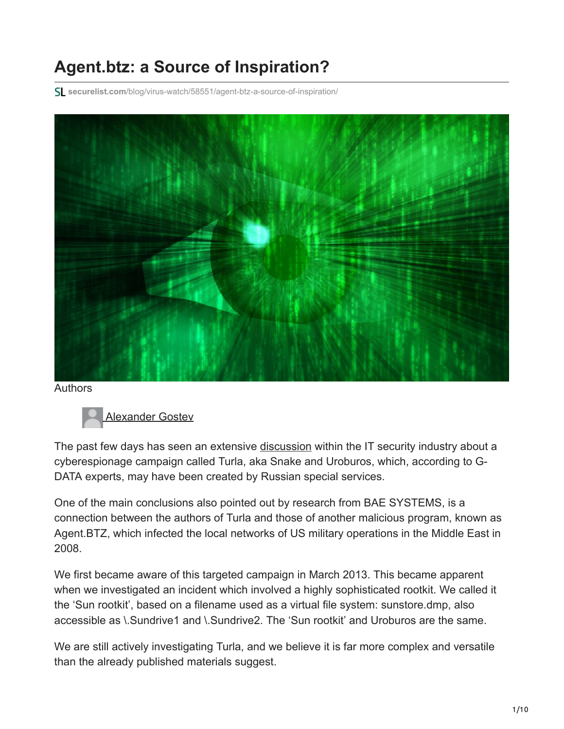# Agent.btz: a Source of Inspiration?

securelist.com/blog/virus-watch/58551/agent-btz-a-source-of-inspiration/

Authors

Alexander Gostev

The past few days has seen an extensive discussion within the IT security industry about a cyberespionage campaign called Turla, aka Snake and Uroburos, which, according to G-DATA experts, may have been created by Russian special services.

One of the main conclusions also pointed out by research from BAE SYSTEMS, is a connection between the authors of Turla and those of another malicious program, known as Agent.BTZ, which infected the local networks of US military operations in the Middle East in 2008.

We first became aware of this targeted campaign in March 2013. This became apparent when we investigated an incident which involved a highly sophisticated rootkit. We called it the 'Sun rootkit', based on a filename used as a virtual file system: sunstore.dmp, also accessible as \.Sundrive1 and \.Sundrive2. The 'Sun rootkit' and Uroburos are the same.

We are still actively investigating Turla, and we believe it is far more complex and versatile than the already published materials suggest.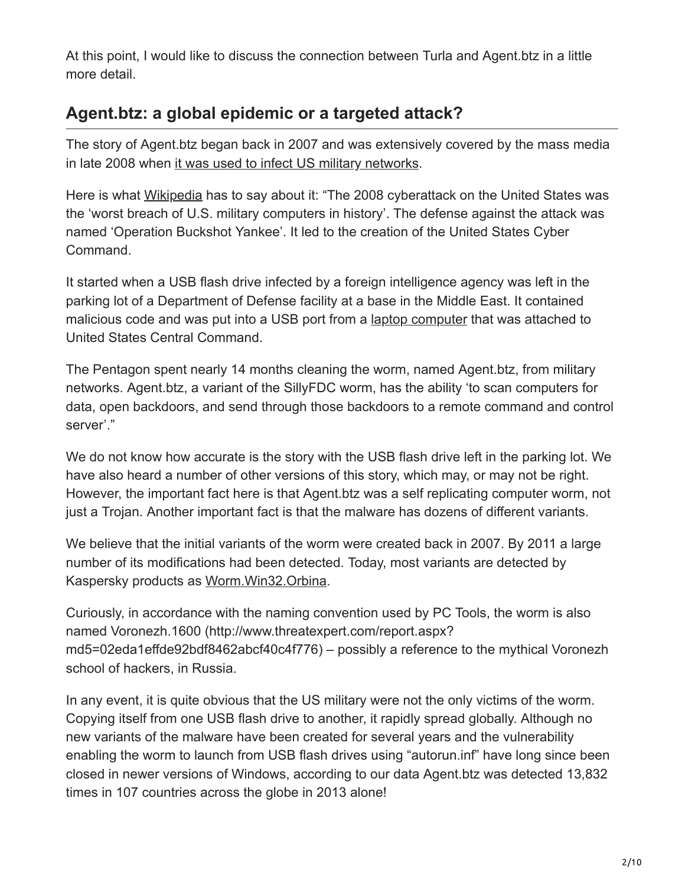At this point, I would like to discuss the connection between Turla and Agent.btz in a little more detail.

## Agent.btz: a global epidemic or a targeted attack?

The story of Agent.btz began back in 2007 and was extensively covered by the mass media in late 2008 when it was used to infect US military networks.

Here is what Wikipedia has to say about it: "The 2008 cyberattack on the United States was the 'worst breach of U.S. military computers in history'. The defense against the attack was named 'Operation Buckshot Yankee'. It led to the creation of the United States Cyber Command.

It started when a USB flash drive infected by a foreign intelligence agency was left in the parking lot of a Department of Defense facility at a base in the Middle East. It contained malicious code and was put into a USB port from a laptop computer that was attached to United States Central Command.

The Pentagon spent nearly 14 months cleaning the worm, named Agent.btz, from military networks. Agent.btz, a variant of the SillyFDC worm, has the ability 'to scan computers for data, open backdoors, and send through those backdoors to a remote command and control server'."

We do not know how accurate is the story with the USB flash drive left in the parking lot. We have also heard a number of other versions of this story, which may, or may not be right. However, the important fact here is that Agent.btz was a self replicating computer worm, not just a Trojan. Another important fact is that the malware has dozens of different variants.

We believe that the initial variants of the worm were created back in 2007. By 2011 a large number of its modifications had been detected. Today, most variants are detected by Kaspersky products as Worm.Win32.Orbina.

Curiously, in accordance with the naming convention used by PC Tools, the worm is also named Voronezh.1600 (http://www.threatexpert.com/report.aspx?md5=02eda1effde92bdf8462abcf40c4f776) – possibly a reference to the mythical Voronezh school of hackers, in Russia.

In any event, it is quite obvious that the US military were not the only victims of the worm. Copying itself from one USB flash drive to another, it rapidly spread globally. Although no new variants of the malware have been created for several years and the vulnerability enabling the worm to launch from USB flash drives using "autorun.inf" have long since been closed in newer versions of Windows, according to our data Agent.btz was detected 13,832 times in 107 countries across the globe in 2013 alone!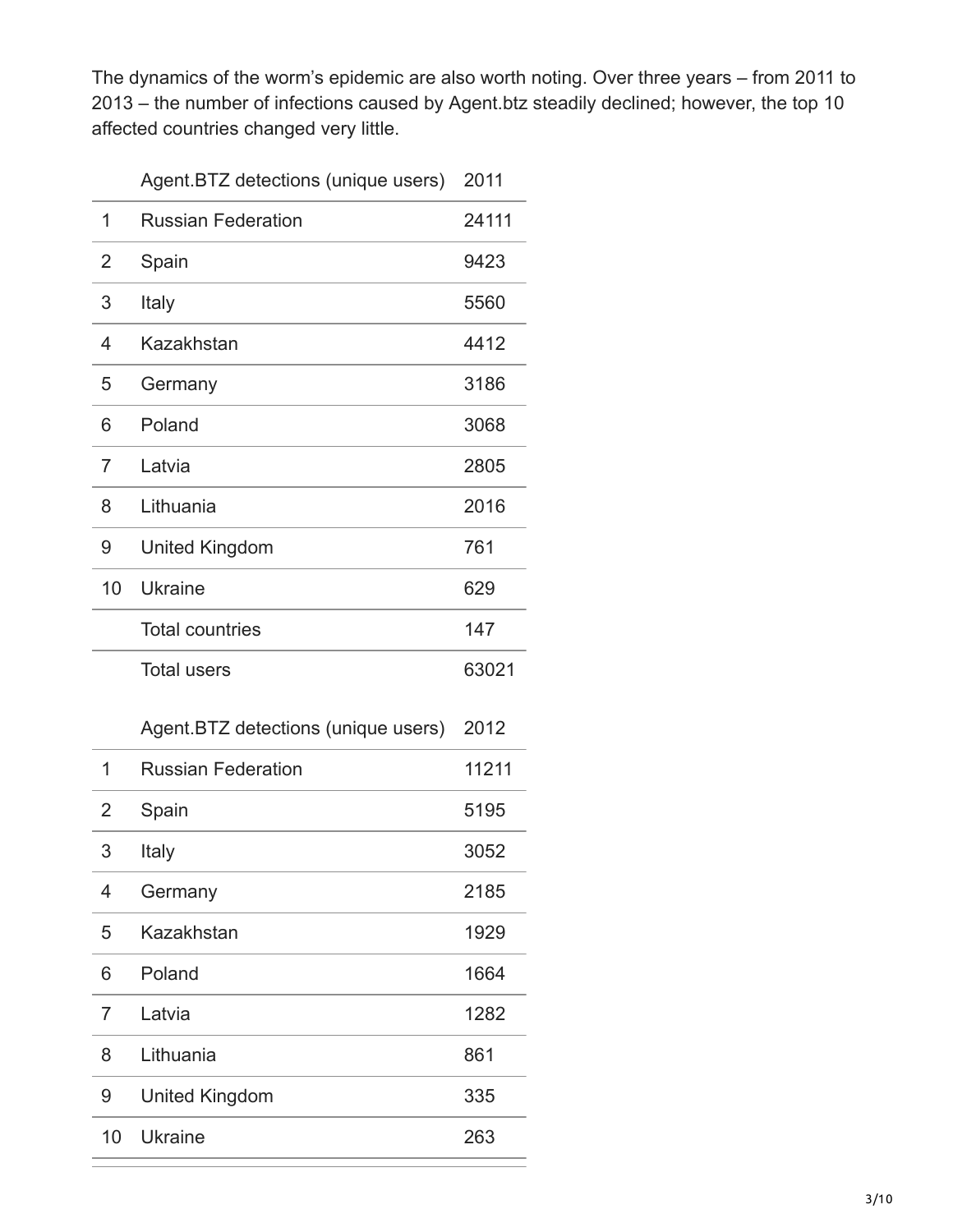The dynamics of the worm's epidemic are also worth noting. Over three years – from 2011 to 2013 – the number of infections caused by Agent.btz steadily declined; however, the top 10 affected countries changed very little.

| | Agent.BTZ detections (unique users) | 2011 |
|---|---|---|
| 1 | Russian Federation | 24111 |
| 2 | Spain | 9423 |
| 3 | Italy | 5560 |
| 4 | Kazakhstan | 4412 |
| 5 | Germany | 3186 |
| 6 | Poland | 3068 |
| 7 | Latvia | 2805 |
| 8 | Lithuania | 2016 |
| 9 | United Kingdom | 761 |
| 10 | Ukraine | 629 |
| | Total countries | 147 |
| | Total users | 63021 |

| | Agent.BTZ detections (unique users) | 2012 |
|---|---|---|
| 1 | Russian Federation | 11211 |
| 2 | Spain | 5195 |
| 3 | Italy | 3052 |
| 4 | Germany | 2185 |
| 5 | Kazakhstan | 1929 |
| 6 | Poland | 1664 |
| 7 | Latvia | 1282 |
| 8 | Lithuania | 861 |
| 9 | United Kingdom | 335 |
| 10 | Ukraine | 263 |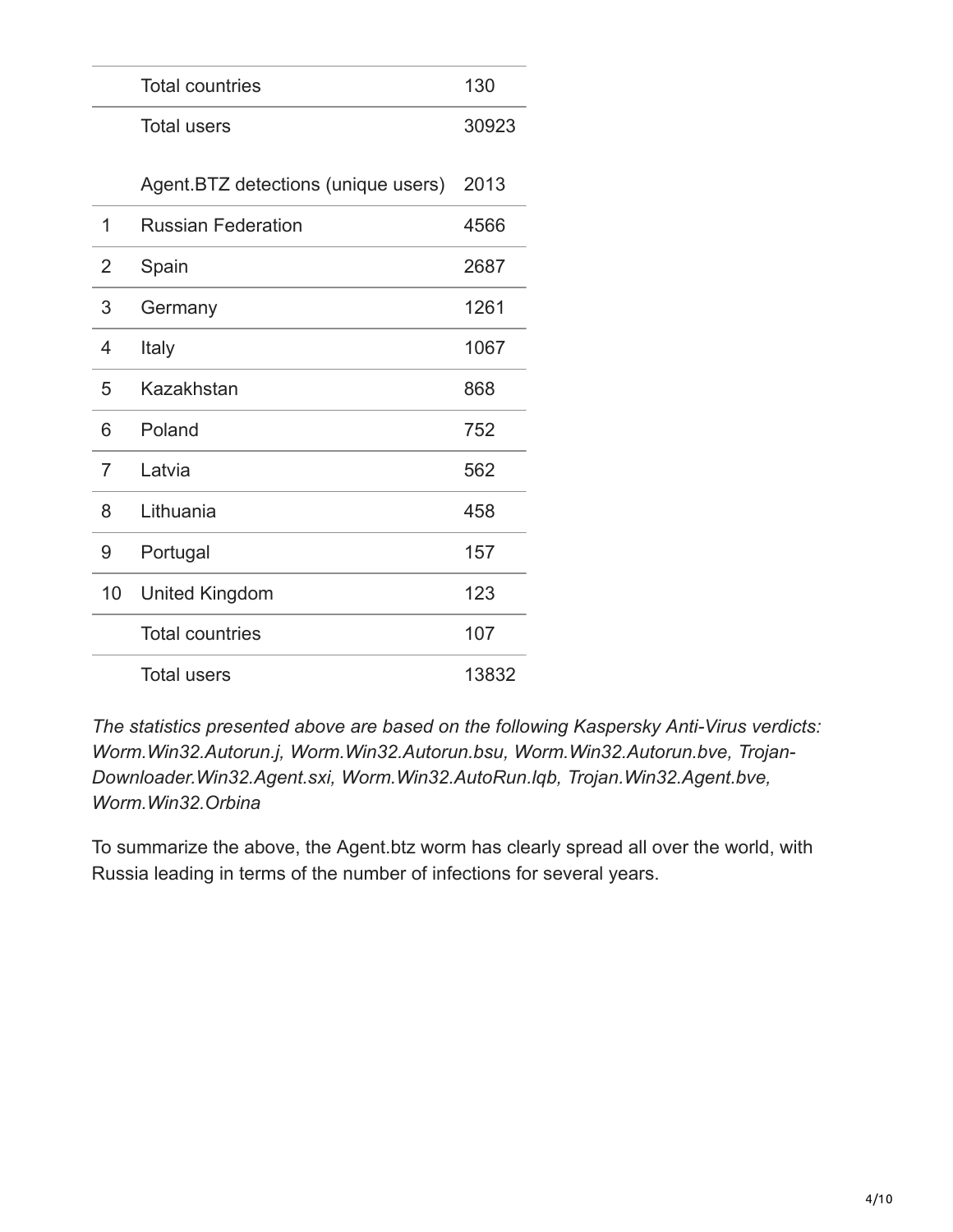| | | |
|---|---|---|
| | Total countries | 130 |
| | Total users | 30923 |

| | Agent.BTZ detections (unique users) | 2013 |
|---|---|---|
| 1 | Russian Federation | 4566 |
| 2 | Spain | 2687 |
| 3 | Germany | 1261 |
| 4 | Italy | 1067 |
| 5 | Kazakhstan | 868 |
| 6 | Poland | 752 |
| 7 | Latvia | 562 |
| 8 | Lithuania | 458 |
| 9 | Portugal | 157 |
| 10 | United Kingdom | 123 |
| | Total countries | 107 |
| | Total users | 13832 |

*The statistics presented above are based on the following Kaspersky Anti-Virus verdicts: Worm.Win32.Autorun.j, Worm.Win32.Autorun.bsu, Worm.Win32.Autorun.bve, Trojan-Downloader.Win32.Agent.sxi, Worm.Win32.AutoRun.lqb, Trojan.Win32.Agent.bve, Worm.Win32.Orbina*

To summarize the above, the Agent.btz worm has clearly spread all over the world, with Russia leading in terms of the number of infections for several years.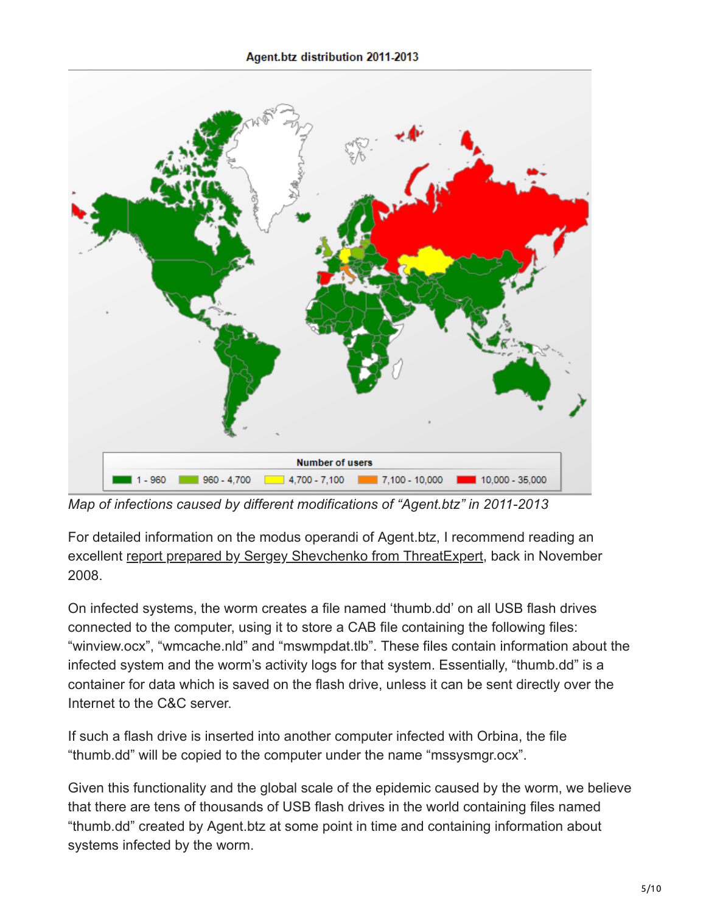Map of infections caused by different modifications of "Agent.btz" in 2011-2013

*Map of infections caused by different modifications of "Agent.btz" in 2011-2013*

For detailed information on the modus operandi of Agent.btz, I recommend reading an excellent report prepared by Sergey Shevchenko from ThreatExpert, back in November 2008.

On infected systems, the worm creates a file named 'thumb.dd' on all USB flash drives connected to the computer, using it to store a CAB file containing the following files: "winview.ocx", "wmcache.nld" and "mswmpdat.tlb". These files contain information about the infected system and the worm's activity logs for that system. Essentially, "thumb.dd" is a container for data which is saved on the flash drive, unless it can be sent directly over the Internet to the C&C server.

If such a flash drive is inserted into another computer infected with Orbina, the file "thumb.dd" will be copied to the computer under the name "mssysmgr.ocx".

Given this functionality and the global scale of the epidemic caused by the worm, we believe that there are tens of thousands of USB flash drives in the world containing files named "thumb.dd" created by Agent.btz at some point in time and containing information about systems infected by the worm.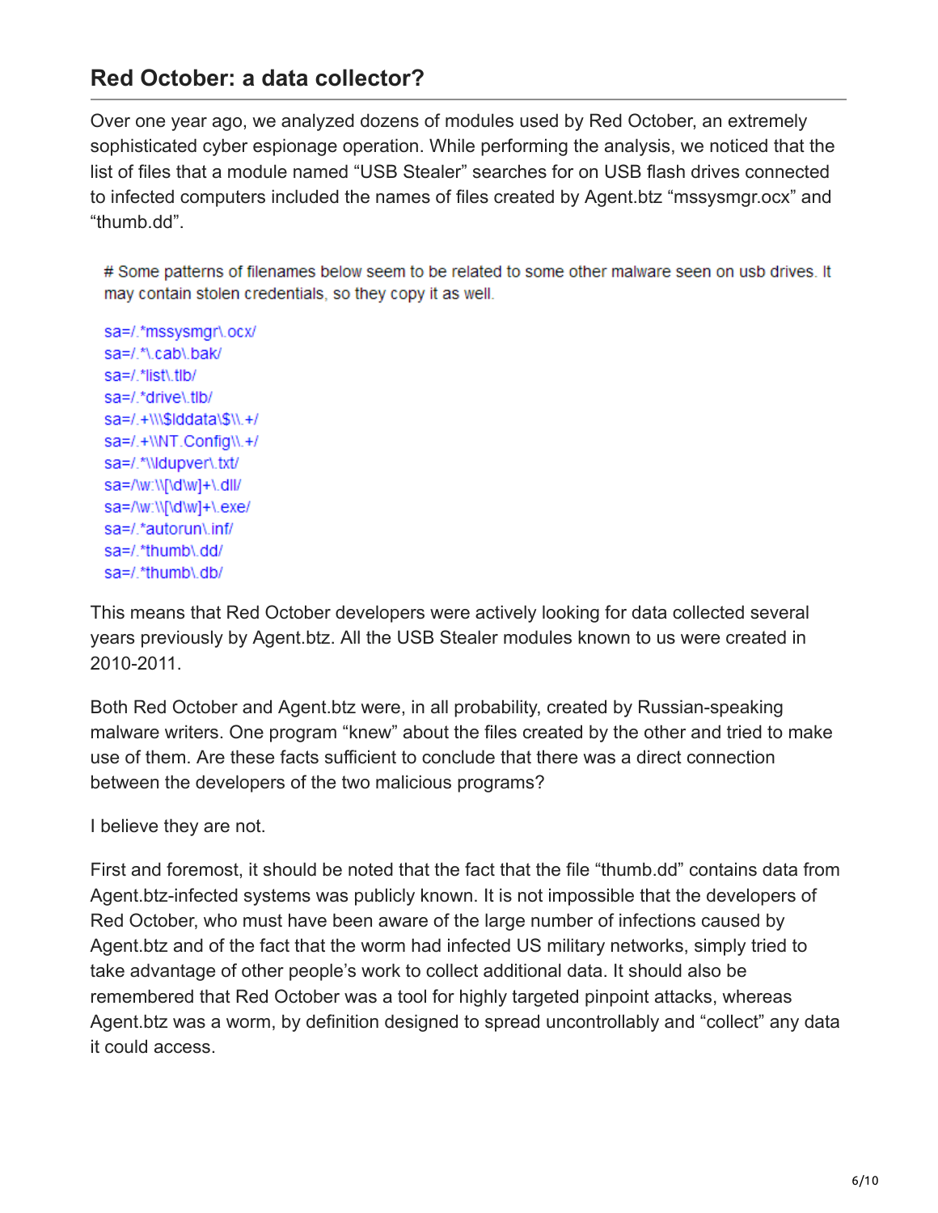## Red October: a data collector?

Over one year ago, we analyzed dozens of modules used by Red October, an extremely sophisticated cyber espionage operation. While performing the analysis, we noticed that the list of files that a module named "USB Stealer" searches for on USB flash drives connected to infected computers included the names of files created by Agent.btz "mssysmgr.ocx" and "thumb.dd".

```
# Some patterns of filenames below seem to be related to some other malware seen on usb drives. It
may contain stolen credentials, so they copy it as well.

sa=/.*mssysmgr\.ocx/
sa=/.*\.cab\.bak/
sa=/.*list\.tlb/
sa=/.*drive\.tlb/
sa=/.+\\\$lddata\$\\.+/
sa=/.+\\NT.Config\\.+/
sa=/.*\\ldupver\.txt/
sa=/\w:\\[\d\w]+\.dll/
sa=/\w:\\[\d\w]+\.exe/
sa=/.*autorun\.inf/
sa=/.*thumb\.dd/
sa=/.*thumb\.db/
```

This means that Red October developers were actively looking for data collected several years previously by Agent.btz. All the USB Stealer modules known to us were created in 2010-2011.

Both Red October and Agent.btz were, in all probability, created by Russian-speaking malware writers. One program "knew" about the files created by the other and tried to make use of them. Are these facts sufficient to conclude that there was a direct connection between the developers of the two malicious programs?

I believe they are not.

First and foremost, it should be noted that the fact that the file "thumb.dd" contains data from Agent.btz-infected systems was publicly known. It is not impossible that the developers of Red October, who must have been aware of the large number of infections caused by Agent.btz and of the fact that the worm had infected US military networks, simply tried to take advantage of other people's work to collect additional data. It should also be remembered that Red October was a tool for highly targeted pinpoint attacks, whereas Agent.btz was a worm, by definition designed to spread uncontrollably and "collect" any data it could access.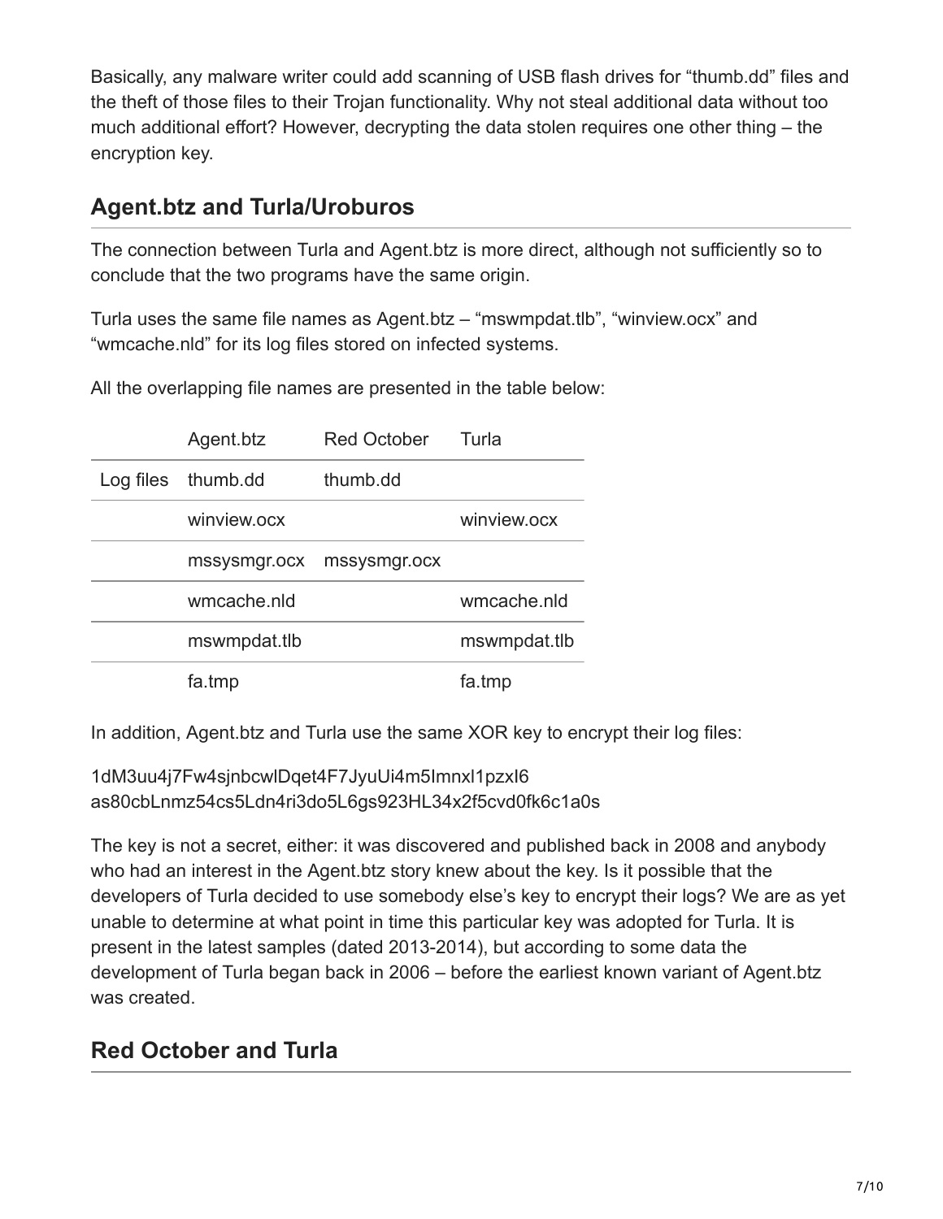Basically, any malware writer could add scanning of USB flash drives for “thumb.dd” files and the theft of those files to their Trojan functionality. Why not steal additional data without too much additional effort? However, decrypting the data stolen requires one other thing – the encryption key.

## Agent.btz and Turla/Uroburos

The connection between Turla and Agent.btz is more direct, although not sufficiently so to conclude that the two programs have the same origin.

Turla uses the same file names as Agent.btz – “mswmpdat.tlb”, “winview.ocx” and “wmcache.nld” for its log files stored on infected systems.

All the overlapping file names are presented in the table below:

| | Agent.btz | Red October | Turla |
|---|---|---|---|
| Log files | thumb.dd | thumb.dd | |
| | winview.ocx | | winview.ocx |
| | mssysmgr.ocx | mssysmgr.ocx | |
| | wmcache.nld | | wmcache.nld |
| | mswmpdat.tlb | | mswmpdat.tlb |
| | fa.tmp | | fa.tmp |

In addition, Agent.btz and Turla use the same XOR key to encrypt their log files:

1dM3uu4j7Fw4sjnbcwlDqet4F7JyuUi4m5Imnxl1pzxI6
as80cbLnmz54cs5Ldn4ri3do5L6gs923HL34x2f5cvd0fk6c1a0s

The key is not a secret, either: it was discovered and published back in 2008 and anybody who had an interest in the Agent.btz story knew about the key. Is it possible that the developers of Turla decided to use somebody else’s key to encrypt their logs? We are as yet unable to determine at what point in time this particular key was adopted for Turla. It is present in the latest samples (dated 2013-2014), but according to some data the development of Turla began back in 2006 – before the earliest known variant of Agent.btz was created.

## Red October and Turla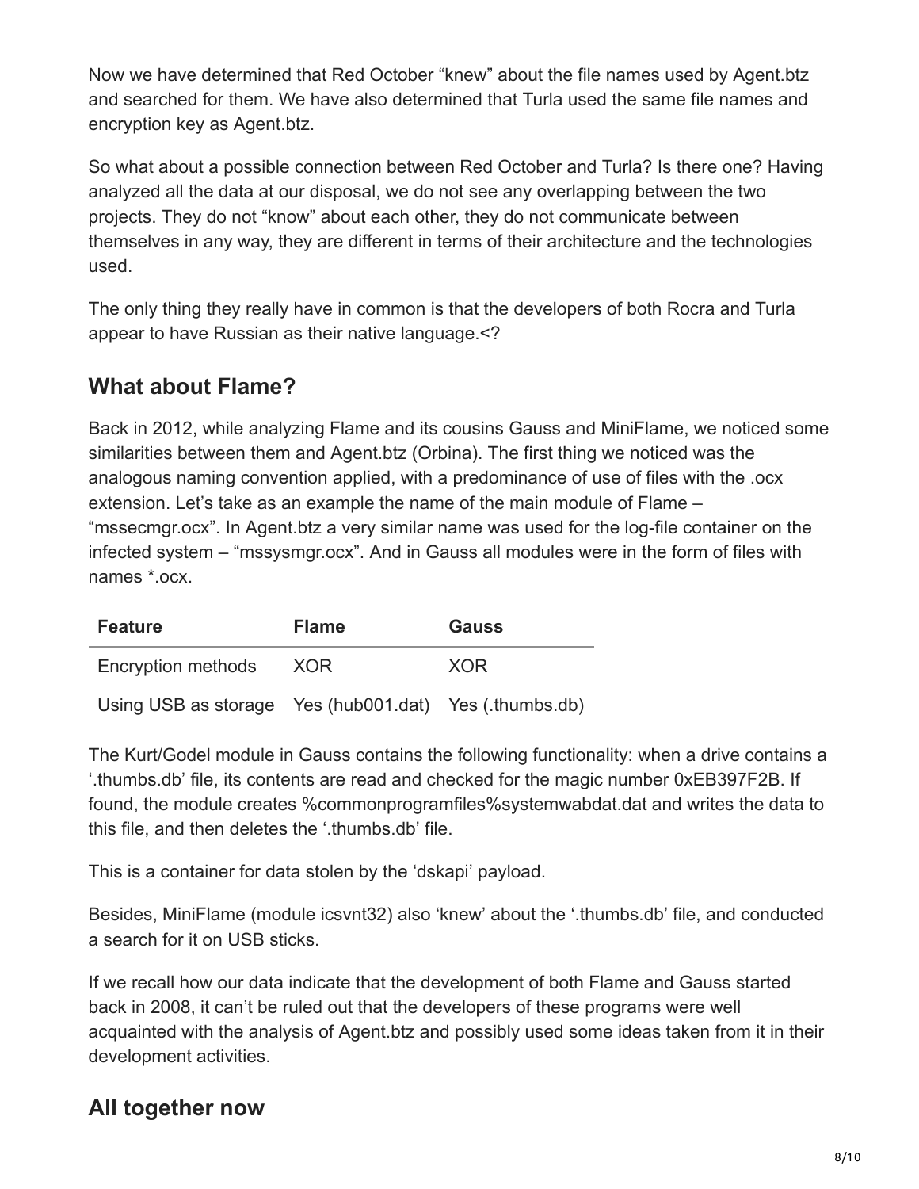Now we have determined that Red October "knew" about the file names used by Agent.btz and searched for them. We have also determined that Turla used the same file names and encryption key as Agent.btz.

So what about a possible connection between Red October and Turla? Is there one? Having analyzed all the data at our disposal, we do not see any overlapping between the two projects. They do not "know" about each other, they do not communicate between themselves in any way, they are different in terms of their architecture and the technologies used.

The only thing they really have in common is that the developers of both Rocra and Turla appear to have Russian as their native language.<?

## What about Flame?

Back in 2012, while analyzing Flame and its cousins Gauss and MiniFlame, we noticed some similarities between them and Agent.btz (Orbina). The first thing we noticed was the analogous naming convention applied, with a predominance of use of files with the .ocx extension. Let's take as an example the name of the main module of Flame – "mssecmgr.ocx". In Agent.btz a very similar name was used for the log-file container on the infected system – "mssysmgr.ocx". And in Gauss all modules were in the form of files with names *.ocx.

| Feature | Flame | Gauss |
|---|---|---|
| Encryption methods | XOR | XOR |
| Using USB as storage | Yes (hub001.dat) | Yes (.thumbs.db) |

The Kurt/Godel module in Gauss contains the following functionality: when a drive contains a '.thumbs.db' file, its contents are read and checked for the magic number 0xEB397F2B. If found, the module creates %commonprogramfiles%systemwabdat.dat and writes the data to this file, and then deletes the '.thumbs.db' file.

This is a container for data stolen by the 'dskapi' payload.

Besides, MiniFlame (module icsvnt32) also 'knew' about the '.thumbs.db' file, and conducted a search for it on USB sticks.

If we recall how our data indicate that the development of both Flame and Gauss started back in 2008, it can't be ruled out that the developers of these programs were well acquainted with the analysis of Agent.btz and possibly used some ideas taken from it in their development activities.

## All together now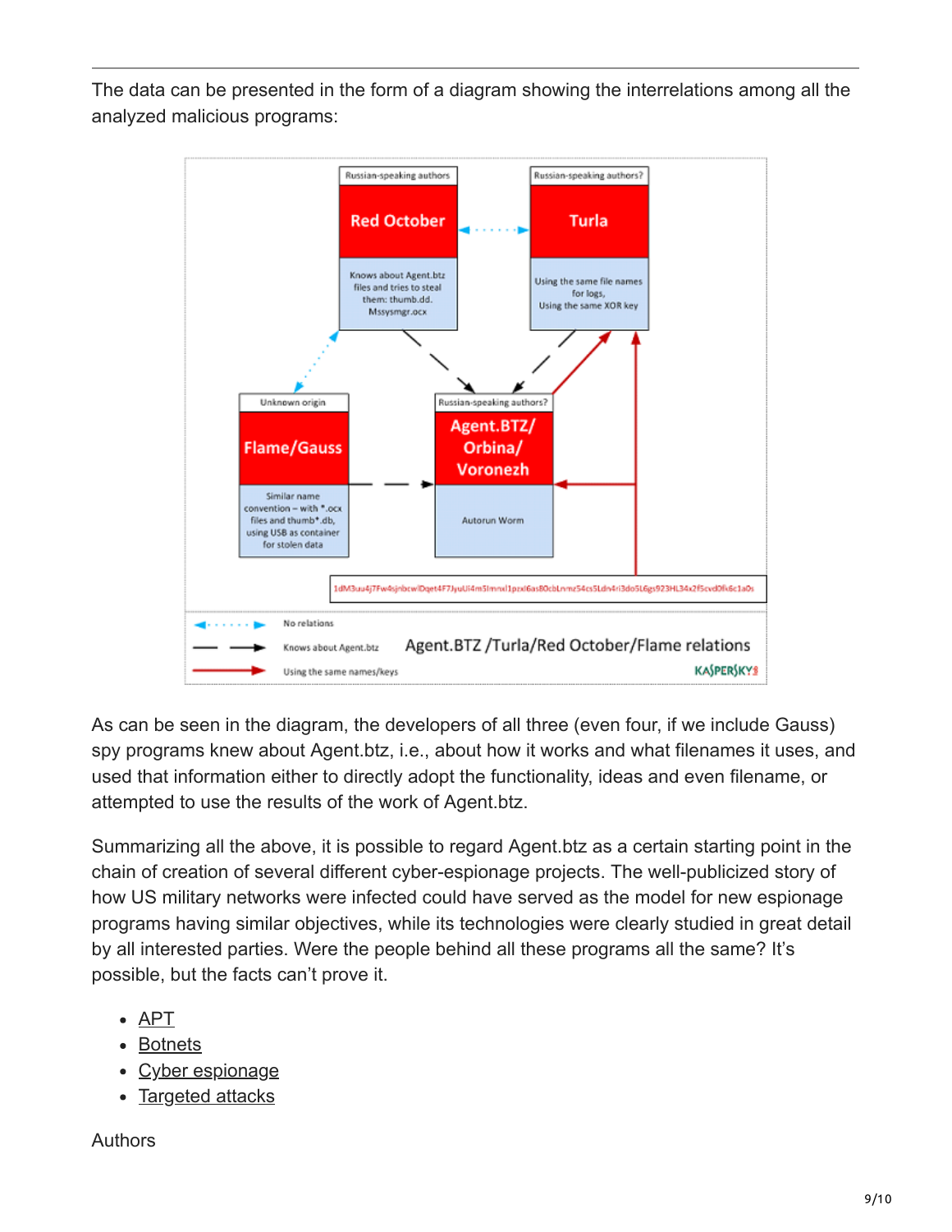The data can be presented in the form of a diagram showing the interrelations among all the analyzed malicious programs:

As can be seen in the diagram, the developers of all three (even four, if we include Gauss) spy programs knew about Agent.btz, i.e., about how it works and what filenames it uses, and used that information either to directly adopt the functionality, ideas and even filename, or attempted to use the results of the work of Agent.btz.

Summarizing all the above, it is possible to regard Agent.btz as a certain starting point in the chain of creation of several different cyber-espionage projects. The well-publicized story of how US military networks were infected could have served as the model for new espionage programs having similar objectives, while its technologies were clearly studied in great detail by all interested parties. Were the people behind all these programs all the same? It's possible, but the facts can't prove it.

- APT
- Botnets
- Cyber espionage
- Targeted attacks

Authors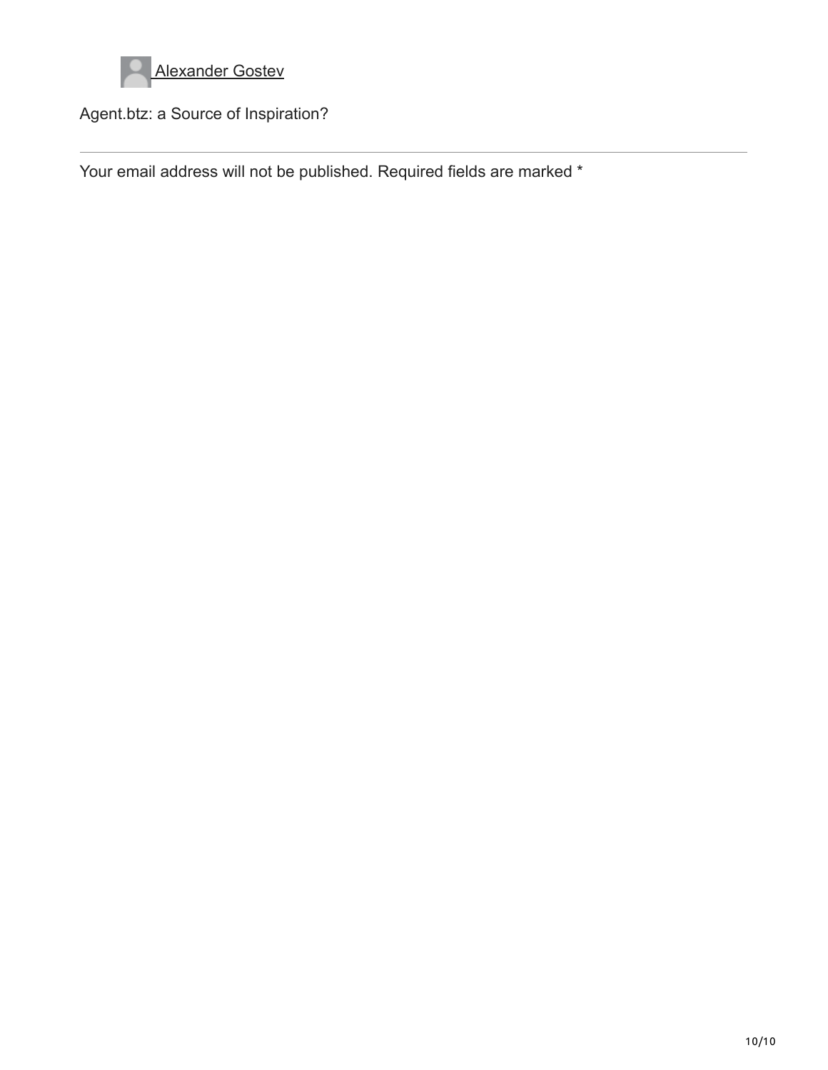Alexander Gostev

Agent.btz: a Source of Inspiration?

---

Your email address will not be published. Required fields are marked *